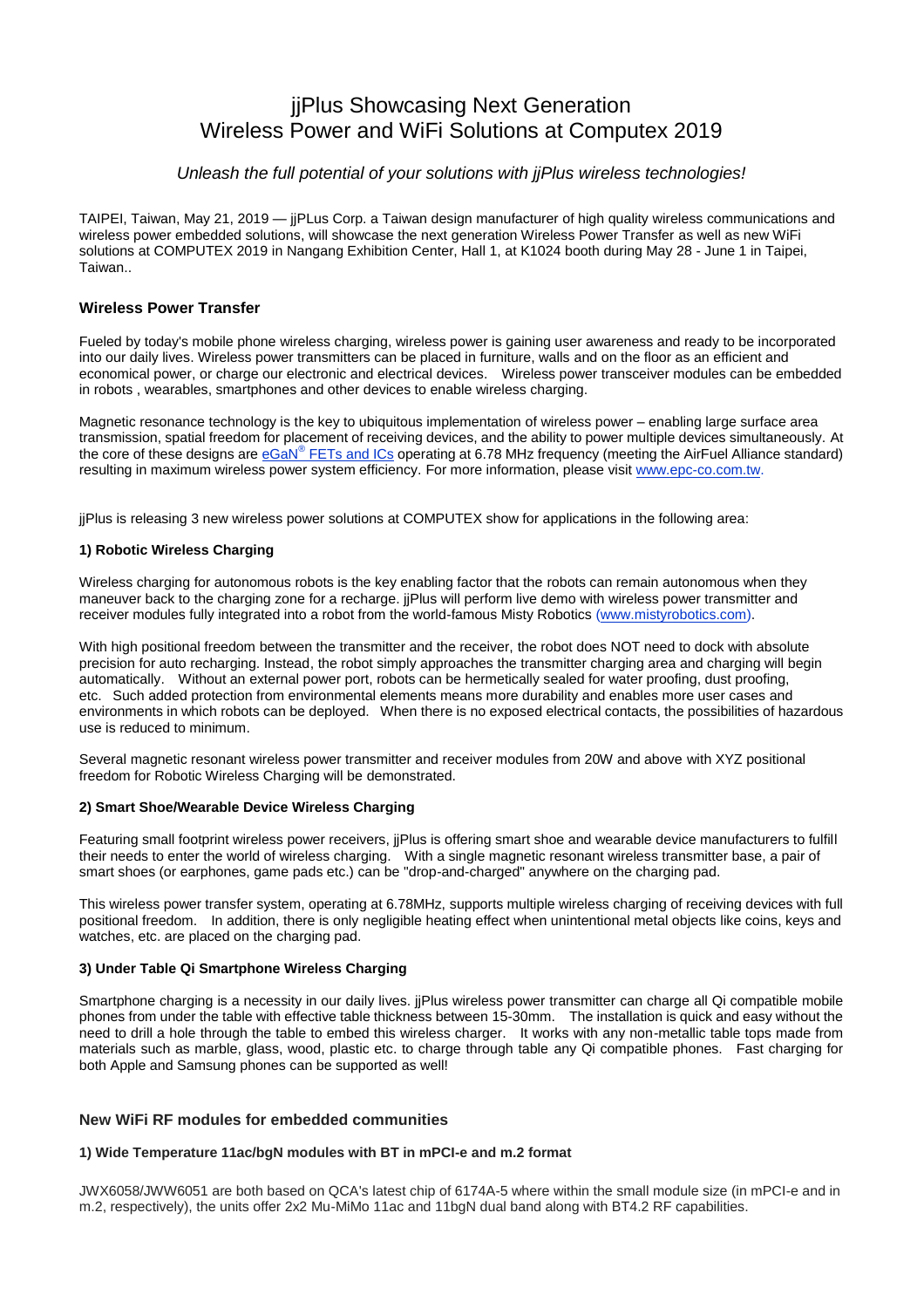# jjPlus Showcasing Next Generation Wireless Power and WiFi Solutions at Computex 2019

*Unleash the full potential of your solutions with jjPlus wireless technologies!*

TAIPEI, Taiwan, May 21, 2019 — jjPLus Corp. a Taiwan design manufacturer of high quality wireless communications and wireless power embedded solutions, will showcase the next generation Wireless Power Transfer as well as new WiFi solutions at COMPUTEX 2019 in Nangang Exhibition Center, Hall 1, at K1024 booth during May 28 - June 1 in Taipei, Taiwan..

## Wireless Power Transfer

Fueled by today's mobile phone wireless charging, wireless power is gaining user awareness and ready to be incorporated into our daily lives. Wireless power transmitters can be placed in furniture, walls and on the floor as an efficient and economical power, or charge our electronic and electrical devices. Wireless power transceiver modules can be embedded in robots , wearables, smartphones and other devices to enable wireless charging.

Magnetic resonance technology is the key to ubiquitous implementation of wireless power – enabling large surface area transmission, spatial freedom for placement of receiving devices, and the ability to power multiple devices simultaneously. At the core of these designs are eGaN® FETs and ICs operating at 6.78 MHz frequency (meeting the AirFuel Alliance standard) resulting in maximum wireless power system efficiency. For more information, please visit www.epc-co.com.tw.

jjPlus is releasing 3 new wireless power solutions at COMPUTEX show for applications in the following area:

### 1) Robotic Wireless Charging

Wireless charging for autonomous robots is the key enabling factor that the robots can remain autonomous when they maneuver back to the charging zone for a recharge. jjPlus will perform live demo with wireless power transmitter and receiver modules fully integrated into a robot from the world-famous Misty Robotics (www.mistyrobotics.com).

With high positional freedom between the transmitter and the receiver, the robot does NOT need to dock with absolute precision for auto recharging. Instead, the robot simply approaches the transmitter charging area and charging will begin automatically. Without an external power port, robots can be hermetically sealed for water proofing, dust proofing, etc. Such added protection from environmental elements means more durability and enables more user cases and environments in which robots can be deployed. When there is no exposed electrical contacts, the possibilities of hazardous use is reduced to minimum.

Several magnetic resonant wireless power transmitter and receiver modules from 20W and above with XYZ positional freedom for Robotic Wireless Charging will be demonstrated.

### 2) Smart Shoe/Wearable Device Wireless Charging

Featuring small footprint wireless power receivers, jjPlus is offering smart shoe and wearable device manufacturers to fulfill their needs to enter the world of wireless charging. With a single magnetic resonant wireless transmitter base, a pair of smart shoes (or earphones, game pads etc.) can be "drop-and-charged" anywhere on the charging pad.

This wireless power transfer system, operating at 6.78MHz, supports multiple wireless charging of receiving devices with full positional freedom. In addition, there is only negligible heating effect when unintentional metal objects like coins, keys and watches, etc. are placed on the charging pad.

### 3) Under Table Qi Smartphone Wireless Charging

Smartphone charging is a necessity in our daily lives. jjPlus wireless power transmitter can charge all Qi compatible mobile phones from under the table with effective table thickness between 15-30mm. The installation is quick and easy without the need to drill a hole through the table to embed this wireless charger. It works with any non-metallic table tops made from materials such as marble, glass, wood, plastic etc. to charge through table any Qi compatible phones. Fast charging for both Apple and Samsung phones can be supported as well!

## New WiFi RF modules for embedded communities

### 1) Wide Temperature 11ac/bgN modules with BT in mPCI-e and m.2 format

JWX6058/JWW6051 are both based on QCA's latest chip of 6174A-5 where within the small module size (in mPCI-e and in m.2, respectively), the units offer 2x2 Mu-MiMo 11ac and 11bgN dual band along with BT4.2 RF capabilities.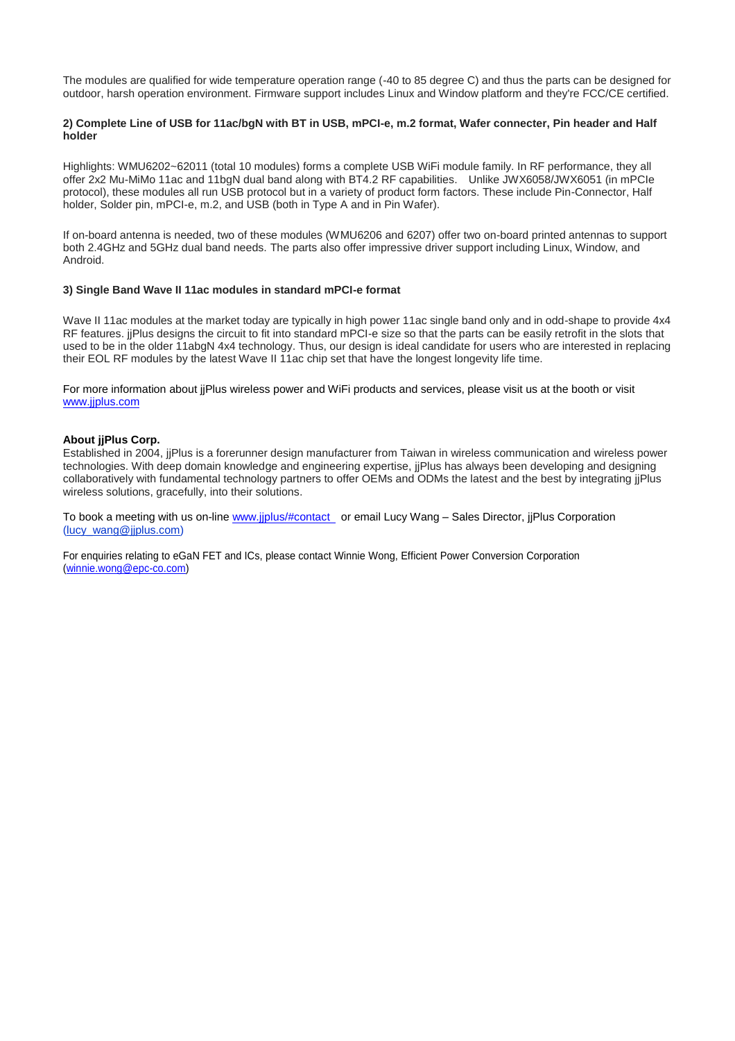The modules are qualified for wide temperature operation range (-40 to 85 degree C) and thus the parts can be designed for outdoor, harsh operation environment. Firmware support includes Linux and Window platform and they're FCC/CE certified.

**2) Complete Line of USB for 11ac/bgN with BT in USB, mPCI-e, m.2 format, Wafer connecter, Pin header and Half holder**

Highlights: WMU6202~62011 (total 10 modules) forms a complete USB WiFi module family. In RF performance, they all offer 2x2 Mu-MiMo 11ac and 11bgN dual band along with BT4.2 RF capabilities. Unlike JWX6058/JWX6051 (in mPCIe protocol), these modules all run USB protocol but in a variety of product form factors. These include Pin-Connector, Half holder, Solder pin, mPCI-e, m.2, and USB (both in Type A and in Pin Wafer).

If on-board antenna is needed, two of these modules (WMU6206 and 6207) offer two on-board printed antennas to support both 2.4GHz and 5GHz dual band needs. The parts also offer impressive driver support including Linux, Window, and Android.

**3) Single Band Wave II 11ac modules in standard mPCI-e format**

Wave II 11ac modules at the market today are typically in high power 11ac single band only and in odd-shape to provide 4x4 RF features. jjPlus designs the circuit to fit into standard mPCI-e size so that the parts can be easily retrofit in the slots that used to be in the older 11abgN 4x4 technology. Thus, our design is ideal candidate for users who are interested in replacing their EOL RF modules by the latest Wave II 11ac chip set that have the longest longevity life time.

For more information about jjPlus wireless power and WiFi products and services, please visit us at the booth or visit www.jjplus.com

**About jjPlus Corp.**
Established in 2004, jjPlus is a forerunner design manufacturer from Taiwan in wireless communication and wireless power technologies. With deep domain knowledge and engineering expertise, jjPlus has always been developing and designing collaboratively with fundamental technology partners to offer OEMs and ODMs the latest and the best by integrating jjPlus wireless solutions, gracefully, into their solutions.

To book a meeting with us on-line www.jjplus/#contact or email Lucy Wang – Sales Director, jjPlus Corporation (lucy_wang@jjplus.com)

For enquiries relating to eGaN FET and ICs, please contact Winnie Wong, Efficient Power Conversion Corporation (winnie.wong@epc-co.com)